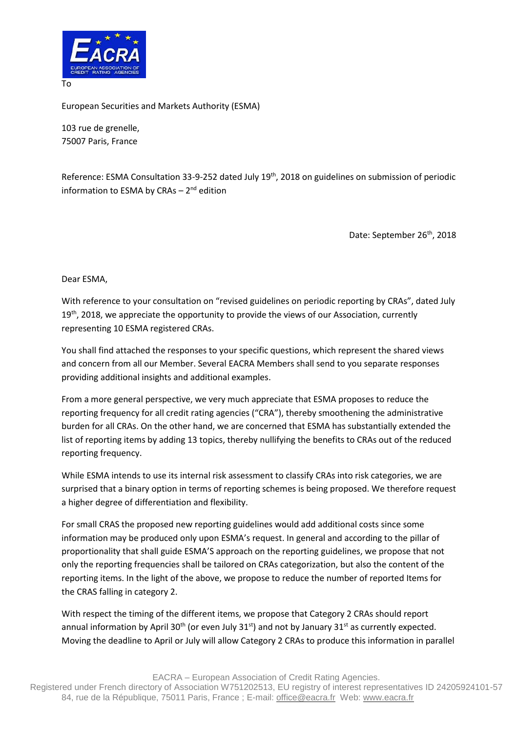To

European Securities and Markets Authority (ESMA)

103 rue de grenelle,
75007 Paris, France

Reference: ESMA Consultation 33-9-252 dated July 19th, 2018 on guidelines on submission of periodic information to ESMA by CRAs – 2nd edition

Date: September 26th, 2018

Dear ESMA,

With reference to your consultation on "revised guidelines on periodic reporting by CRAs", dated July 19th, 2018, we appreciate the opportunity to provide the views of our Association, currently representing 10 ESMA registered CRAs.

You shall find attached the responses to your specific questions, which represent the shared views and concern from all our Member. Several EACRA Members shall send to you separate responses providing additional insights and additional examples.

From a more general perspective, we very much appreciate that ESMA proposes to reduce the reporting frequency for all credit rating agencies ("CRA"), thereby smoothening the administrative burden for all CRAs. On the other hand, we are concerned that ESMA has substantially extended the list of reporting items by adding 13 topics, thereby nullifying the benefits to CRAs out of the reduced reporting frequency.

While ESMA intends to use its internal risk assessment to classify CRAs into risk categories, we are surprised that a binary option in terms of reporting schemes is being proposed. We therefore request a higher degree of differentiation and flexibility.

For small CRAS the proposed new reporting guidelines would add additional costs since some information may be produced only upon ESMA's request. In general and according to the pillar of proportionality that shall guide ESMA'S approach on the reporting guidelines, we propose that not only the reporting frequencies shall be tailored on CRAs categorization, but also the content of the reporting items. In the light of the above, we propose to reduce the number of reported Items for the CRAS falling in category 2.

With respect the timing of the different items, we propose that Category 2 CRAs should report annual information by April 30th (or even July 31st) and not by January 31st as currently expected. Moving the deadline to April or July will allow Category 2 CRAs to produce this information in parallel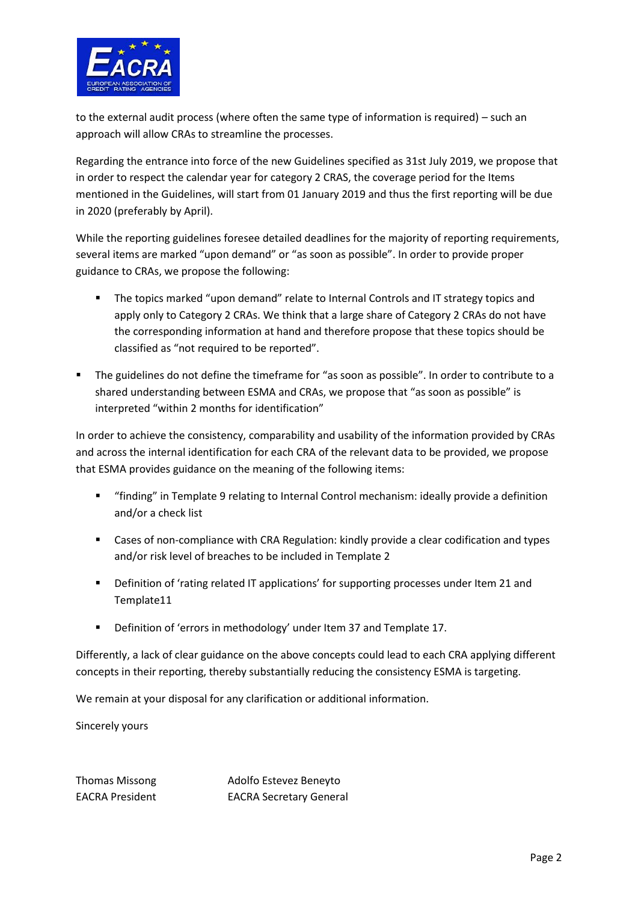to the external audit process (where often the same type of information is required) – such an approach will allow CRAs to streamline the processes.

Regarding the entrance into force of the new Guidelines specified as 31st July 2019, we propose that in order to respect the calendar year for category 2 CRAS, the coverage period for the Items mentioned in the Guidelines, will start from 01 January 2019 and thus the first reporting will be due in 2020 (preferably by April).

While the reporting guidelines foresee detailed deadlines for the majority of reporting requirements, several items are marked "upon demand" or "as soon as possible". In order to provide proper guidance to CRAs, we propose the following:

- The topics marked "upon demand" relate to Internal Controls and IT strategy topics and apply only to Category 2 CRAs. We think that a large share of Category 2 CRAs do not have the corresponding information at hand and therefore propose that these topics should be classified as "not required to be reported".
- The guidelines do not define the timeframe for "as soon as possible". In order to contribute to a shared understanding between ESMA and CRAs, we propose that "as soon as possible" is interpreted "within 2 months for identification"

In order to achieve the consistency, comparability and usability of the information provided by CRAs and across the internal identification for each CRA of the relevant data to be provided, we propose that ESMA provides guidance on the meaning of the following items:

- "finding" in Template 9 relating to Internal Control mechanism: ideally provide a definition and/or a check list
- Cases of non-compliance with CRA Regulation: kindly provide a clear codification and types and/or risk level of breaches to be included in Template 2
- Definition of 'rating related IT applications' for supporting processes under Item 21 and Template11
- Definition of 'errors in methodology' under Item 37 and Template 17.

Differently, a lack of clear guidance on the above concepts could lead to each CRA applying different concepts in their reporting, thereby substantially reducing the consistency ESMA is targeting.

We remain at your disposal for any clarification or additional information.

Sincerely yours

Thomas Missong
EACRA President

Adolfo Estevez Beneyto
EACRA Secretary General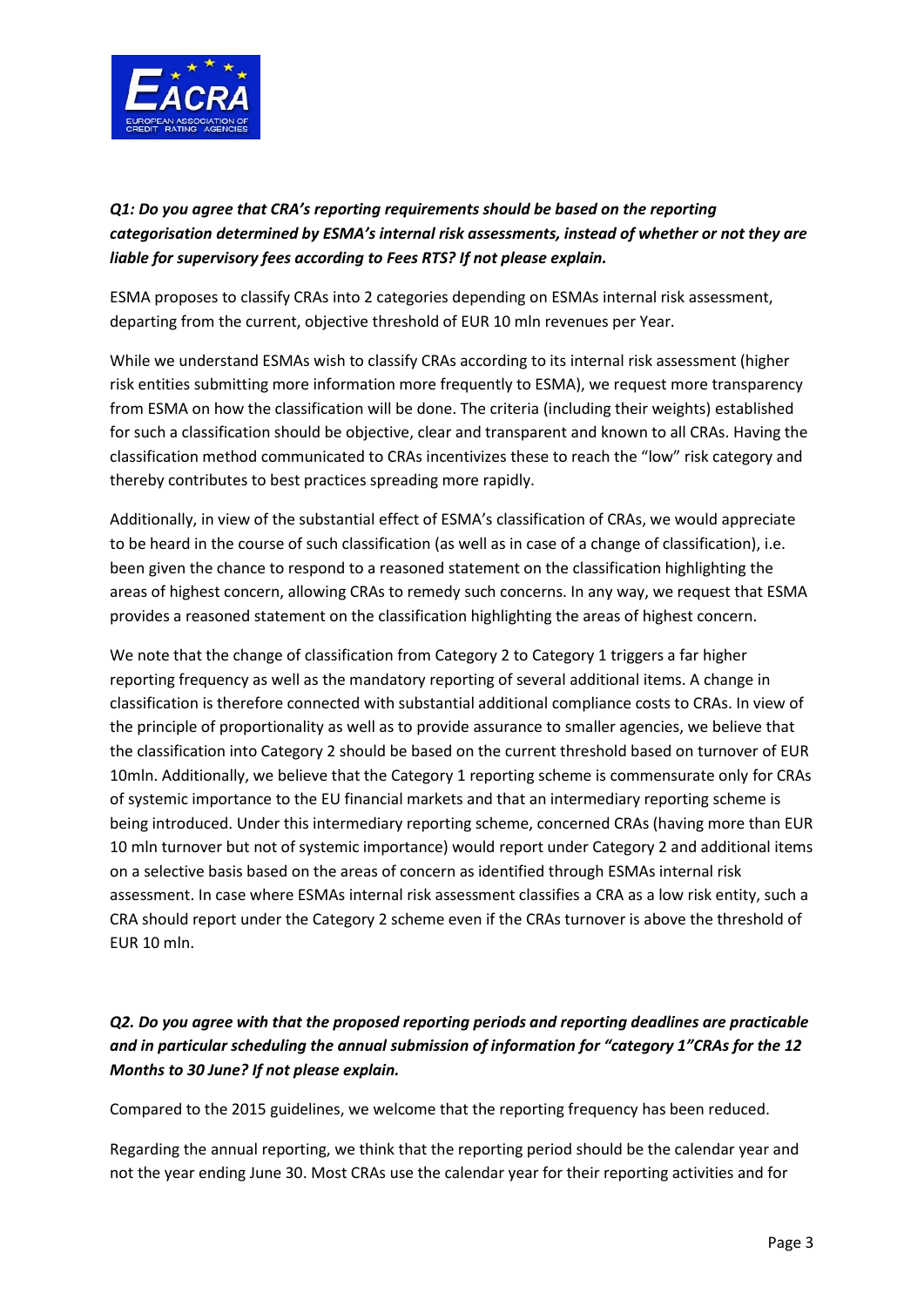***Q1: Do you agree that CRA's reporting requirements should be based on the reporting categorisation determined by ESMA's internal risk assessments, instead of whether or not they are liable for supervisory fees according to Fees RTS? If not please explain.***

ESMA proposes to classify CRAs into 2 categories depending on ESMAs internal risk assessment, departing from the current, objective threshold of EUR 10 mln revenues per Year.

While we understand ESMAs wish to classify CRAs according to its internal risk assessment (higher risk entities submitting more information more frequently to ESMA), we request more transparency from ESMA on how the classification will be done. The criteria (including their weights) established for such a classification should be objective, clear and transparent and known to all CRAs. Having the classification method communicated to CRAs incentivizes these to reach the "low" risk category and thereby contributes to best practices spreading more rapidly.

Additionally, in view of the substantial effect of ESMA's classification of CRAs, we would appreciate to be heard in the course of such classification (as well as in case of a change of classification), i.e. been given the chance to respond to a reasoned statement on the classification highlighting the areas of highest concern, allowing CRAs to remedy such concerns. In any way, we request that ESMA provides a reasoned statement on the classification highlighting the areas of highest concern.

We note that the change of classification from Category 2 to Category 1 triggers a far higher reporting frequency as well as the mandatory reporting of several additional items. A change in classification is therefore connected with substantial additional compliance costs to CRAs. In view of the principle of proportionality as well as to provide assurance to smaller agencies, we believe that the classification into Category 2 should be based on the current threshold based on turnover of EUR 10mln. Additionally, we believe that the Category 1 reporting scheme is commensurate only for CRAs of systemic importance to the EU financial markets and that an intermediary reporting scheme is being introduced. Under this intermediary reporting scheme, concerned CRAs (having more than EUR 10 mln turnover but not of systemic importance) would report under Category 2 and additional items on a selective basis based on the areas of concern as identified through ESMAs internal risk assessment. In case where ESMAs internal risk assessment classifies a CRA as a low risk entity, such a CRA should report under the Category 2 scheme even if the CRAs turnover is above the threshold of EUR 10 mln.

***Q2. Do you agree with that the proposed reporting periods and reporting deadlines are practicable and in particular scheduling the annual submission of information for "category 1"CRAs for the 12 Months to 30 June? If not please explain.***

Compared to the 2015 guidelines, we welcome that the reporting frequency has been reduced.

Regarding the annual reporting, we think that the reporting period should be the calendar year and not the year ending June 30. Most CRAs use the calendar year for their reporting activities and for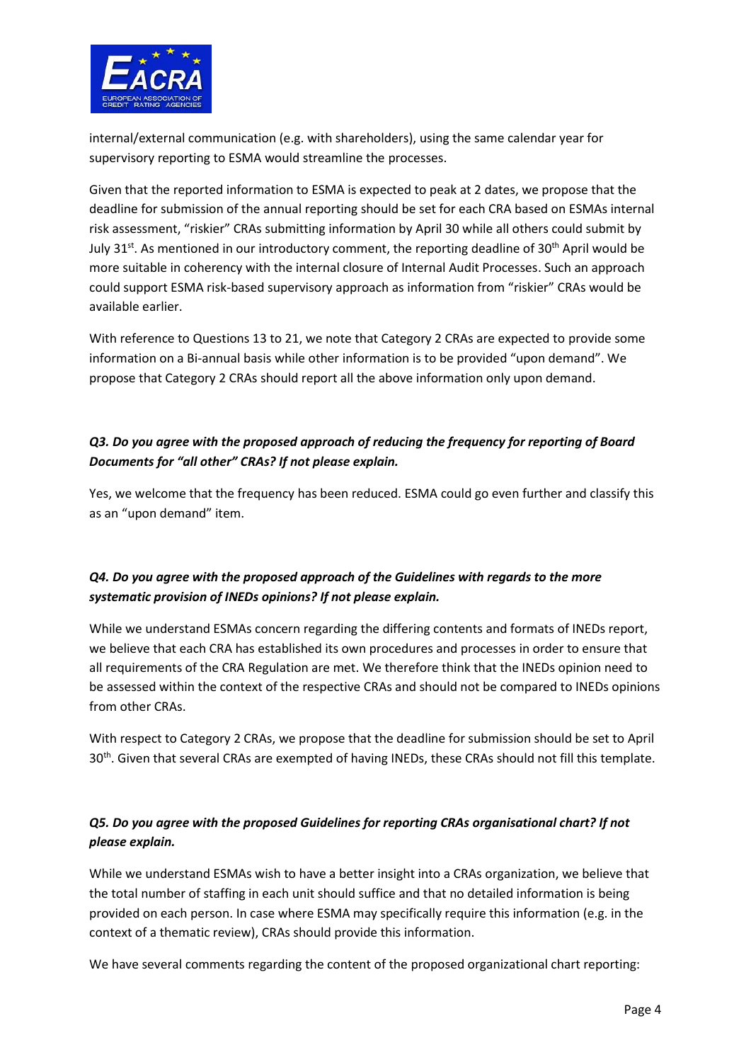internal/external communication (e.g. with shareholders), using the same calendar year for supervisory reporting to ESMA would streamline the processes.

Given that the reported information to ESMA is expected to peak at 2 dates, we propose that the deadline for submission of the annual reporting should be set for each CRA based on ESMAs internal risk assessment, "riskier" CRAs submitting information by April 30 while all others could submit by July 31st. As mentioned in our introductory comment, the reporting deadline of 30th April would be more suitable in coherency with the internal closure of Internal Audit Processes. Such an approach could support ESMA risk-based supervisory approach as information from "riskier" CRAs would be available earlier.

With reference to Questions 13 to 21, we note that Category 2 CRAs are expected to provide some information on a Bi-annual basis while other information is to be provided "upon demand". We propose that Category 2 CRAs should report all the above information only upon demand.

***Q3. Do you agree with the proposed approach of reducing the frequency for reporting of Board Documents for "all other" CRAs? If not please explain.***

Yes, we welcome that the frequency has been reduced. ESMA could go even further and classify this as an "upon demand" item.

***Q4. Do you agree with the proposed approach of the Guidelines with regards to the more systematic provision of INEDs opinions? If not please explain.***

While we understand ESMAs concern regarding the differing contents and formats of INEDs report, we believe that each CRA has established its own procedures and processes in order to ensure that all requirements of the CRA Regulation are met. We therefore think that the INEDs opinion need to be assessed within the context of the respective CRAs and should not be compared to INEDs opinions from other CRAs.

With respect to Category 2 CRAs, we propose that the deadline for submission should be set to April 30th. Given that several CRAs are exempted of having INEDs, these CRAs should not fill this template.

***Q5. Do you agree with the proposed Guidelines for reporting CRAs organisational chart? If not please explain.***

While we understand ESMAs wish to have a better insight into a CRAs organization, we believe that the total number of staffing in each unit should suffice and that no detailed information is being provided on each person. In case where ESMA may specifically require this information (e.g. in the context of a thematic review), CRAs should provide this information.

We have several comments regarding the content of the proposed organizational chart reporting: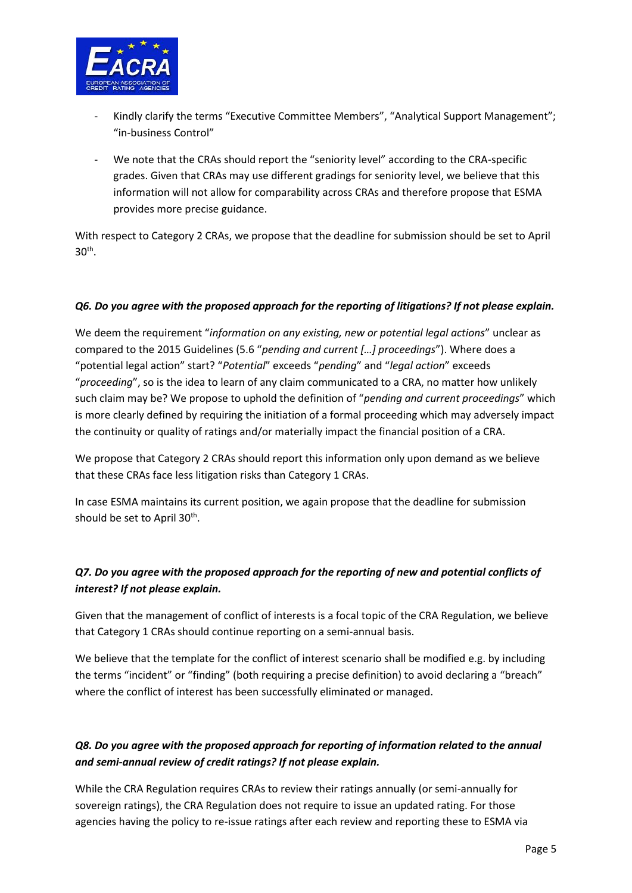- Kindly clarify the terms "Executive Committee Members", "Analytical Support Management"; "in-business Control"
- We note that the CRAs should report the "seniority level" according to the CRA-specific grades. Given that CRAs may use different gradings for seniority level, we believe that this information will not allow for comparability across CRAs and therefore propose that ESMA provides more precise guidance.

With respect to Category 2 CRAs, we propose that the deadline for submission should be set to April 30th.

***Q6. Do you agree with the proposed approach for the reporting of litigations? If not please explain.***

We deem the requirement "*information on any existing, new or potential legal actions*" unclear as compared to the 2015 Guidelines (5.6 "*pending and current […] proceedings*"). Where does a "potential legal action" start? "*Potential*" exceeds "*pending*" and "*legal action*" exceeds "*proceeding*", so is the idea to learn of any claim communicated to a CRA, no matter how unlikely such claim may be? We propose to uphold the definition of "*pending and current proceedings*" which is more clearly defined by requiring the initiation of a formal proceeding which may adversely impact the continuity or quality of ratings and/or materially impact the financial position of a CRA.

We propose that Category 2 CRAs should report this information only upon demand as we believe that these CRAs face less litigation risks than Category 1 CRAs.

In case ESMA maintains its current position, we again propose that the deadline for submission should be set to April 30th.

***Q7. Do you agree with the proposed approach for the reporting of new and potential conflicts of interest? If not please explain.***

Given that the management of conflict of interests is a focal topic of the CRA Regulation, we believe that Category 1 CRAs should continue reporting on a semi-annual basis.

We believe that the template for the conflict of interest scenario shall be modified e.g. by including the terms "incident" or "finding" (both requiring a precise definition) to avoid declaring a "breach" where the conflict of interest has been successfully eliminated or managed.

***Q8. Do you agree with the proposed approach for reporting of information related to the annual and semi-annual review of credit ratings? If not please explain.***

While the CRA Regulation requires CRAs to review their ratings annually (or semi-annually for sovereign ratings), the CRA Regulation does not require to issue an updated rating. For those agencies having the policy to re-issue ratings after each review and reporting these to ESMA via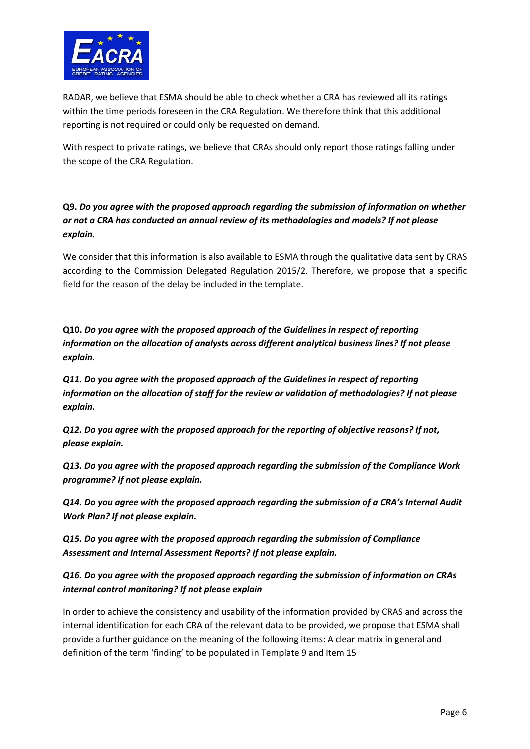RADAR, we believe that ESMA should be able to check whether a CRA has reviewed all its ratings within the time periods foreseen in the CRA Regulation. We therefore think that this additional reporting is not required or could only be requested on demand.

With respect to private ratings, we believe that CRAs should only report those ratings falling under the scope of the CRA Regulation.

**Q9.** ***Do you agree with the proposed approach regarding the submission of information on whether or not a CRA has conducted an annual review of its methodologies and models? If not please explain.***

We consider that this information is also available to ESMA through the qualitative data sent by CRAS according to the Commission Delegated Regulation 2015/2. Therefore, we propose that a specific field for the reason of the delay be included in the template.

**Q10.** ***Do you agree with the proposed approach of the Guidelines in respect of reporting information on the allocation of analysts across different analytical business lines? If not please explain.***

***Q11. Do you agree with the proposed approach of the Guidelines in respect of reporting information on the allocation of staff for the review or validation of methodologies? If not please explain.***

***Q12. Do you agree with the proposed approach for the reporting of objective reasons? If not, please explain.***

***Q13. Do you agree with the proposed approach regarding the submission of the Compliance Work programme? If not please explain.***

***Q14. Do you agree with the proposed approach regarding the submission of a CRA's Internal Audit Work Plan? If not please explain.***

***Q15. Do you agree with the proposed approach regarding the submission of Compliance Assessment and Internal Assessment Reports? If not please explain.***

***Q16. Do you agree with the proposed approach regarding the submission of information on CRAs internal control monitoring? If not please explain***

In order to achieve the consistency and usability of the information provided by CRAS and across the internal identification for each CRA of the relevant data to be provided, we propose that ESMA shall provide a further guidance on the meaning of the following items: A clear matrix in general and definition of the term 'finding' to be populated in Template 9 and Item 15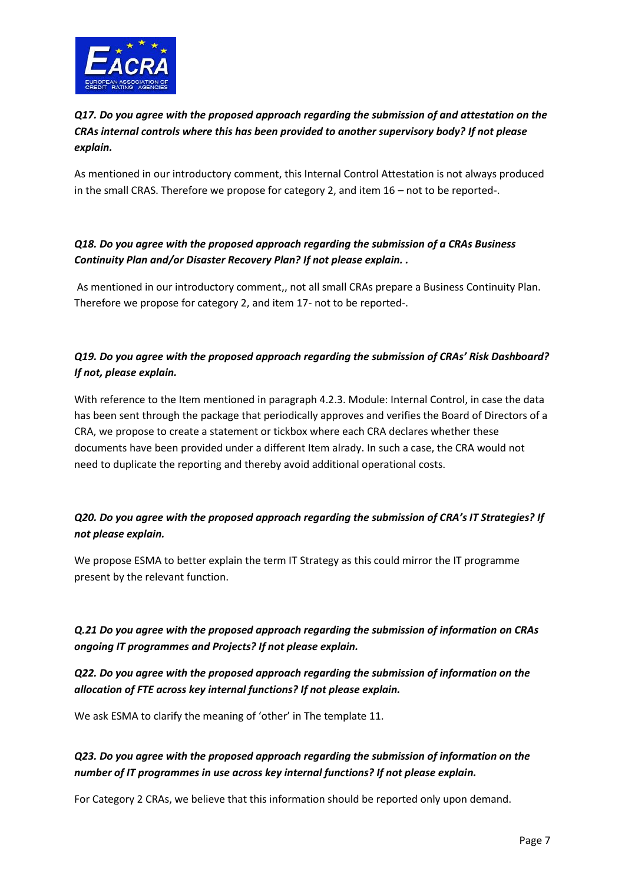***Q17. Do you agree with the proposed approach regarding the submission of and attestation on the CRAs internal controls where this has been provided to another supervisory body? If not please explain.***

As mentioned in our introductory comment, this Internal Control Attestation is not always produced in the small CRAS. Therefore we propose for category 2, and item 16 – not to be reported-.

***Q18. Do you agree with the proposed approach regarding the submission of a CRAs Business Continuity Plan and/or Disaster Recovery Plan? If not please explain. .***

As mentioned in our introductory comment,, not all small CRAs prepare a Business Continuity Plan. Therefore we propose for category 2, and item 17- not to be reported-.

***Q19. Do you agree with the proposed approach regarding the submission of CRAs' Risk Dashboard? If not, please explain.***

With reference to the Item mentioned in paragraph 4.2.3. Module: Internal Control, in case the data has been sent through the package that periodically approves and verifies the Board of Directors of a CRA, we propose to create a statement or tickbox where each CRA declares whether these documents have been provided under a different Item alrady. In such a case, the CRA would not need to duplicate the reporting and thereby avoid additional operational costs.

***Q20. Do you agree with the proposed approach regarding the submission of CRA's IT Strategies? If not please explain.***

We propose ESMA to better explain the term IT Strategy as this could mirror the IT programme present by the relevant function.

***Q.21 Do you agree with the proposed approach regarding the submission of information on CRAs ongoing IT programmes and Projects? If not please explain.***

***Q22. Do you agree with the proposed approach regarding the submission of information on the allocation of FTE across key internal functions? If not please explain.***

We ask ESMA to clarify the meaning of 'other' in The template 11.

***Q23. Do you agree with the proposed approach regarding the submission of information on the number of IT programmes in use across key internal functions? If not please explain.***

For Category 2 CRAs, we believe that this information should be reported only upon demand.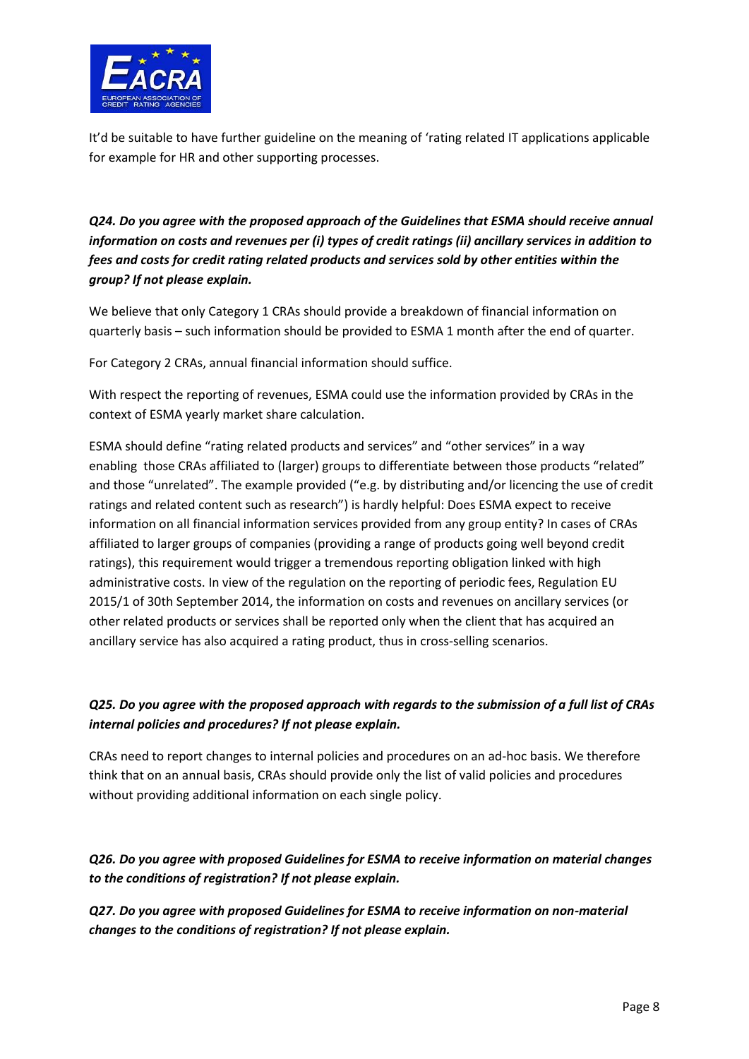It'd be suitable to have further guideline on the meaning of 'rating related IT applications applicable for example for HR and other supporting processes.

***Q24. Do you agree with the proposed approach of the Guidelines that ESMA should receive annual information on costs and revenues per (i) types of credit ratings (ii) ancillary services in addition to fees and costs for credit rating related products and services sold by other entities within the group? If not please explain.***

We believe that only Category 1 CRAs should provide a breakdown of financial information on quarterly basis – such information should be provided to ESMA 1 month after the end of quarter.

For Category 2 CRAs, annual financial information should suffice.

With respect the reporting of revenues, ESMA could use the information provided by CRAs in the context of ESMA yearly market share calculation.

ESMA should define "rating related products and services" and "other services" in a way enabling those CRAs affiliated to (larger) groups to differentiate between those products "related" and those "unrelated". The example provided ("e.g. by distributing and/or licencing the use of credit ratings and related content such as research") is hardly helpful: Does ESMA expect to receive information on all financial information services provided from any group entity? In cases of CRAs affiliated to larger groups of companies (providing a range of products going well beyond credit ratings), this requirement would trigger a tremendous reporting obligation linked with high administrative costs. In view of the regulation on the reporting of periodic fees, Regulation EU 2015/1 of 30th September 2014, the information on costs and revenues on ancillary services (or other related products or services shall be reported only when the client that has acquired an ancillary service has also acquired a rating product, thus in cross-selling scenarios.

***Q25. Do you agree with the proposed approach with regards to the submission of a full list of CRAs internal policies and procedures? If not please explain.***

CRAs need to report changes to internal policies and procedures on an ad-hoc basis. We therefore think that on an annual basis, CRAs should provide only the list of valid policies and procedures without providing additional information on each single policy.

***Q26. Do you agree with proposed Guidelines for ESMA to receive information on material changes to the conditions of registration? If not please explain.***

***Q27. Do you agree with proposed Guidelines for ESMA to receive information on non-material changes to the conditions of registration? If not please explain.***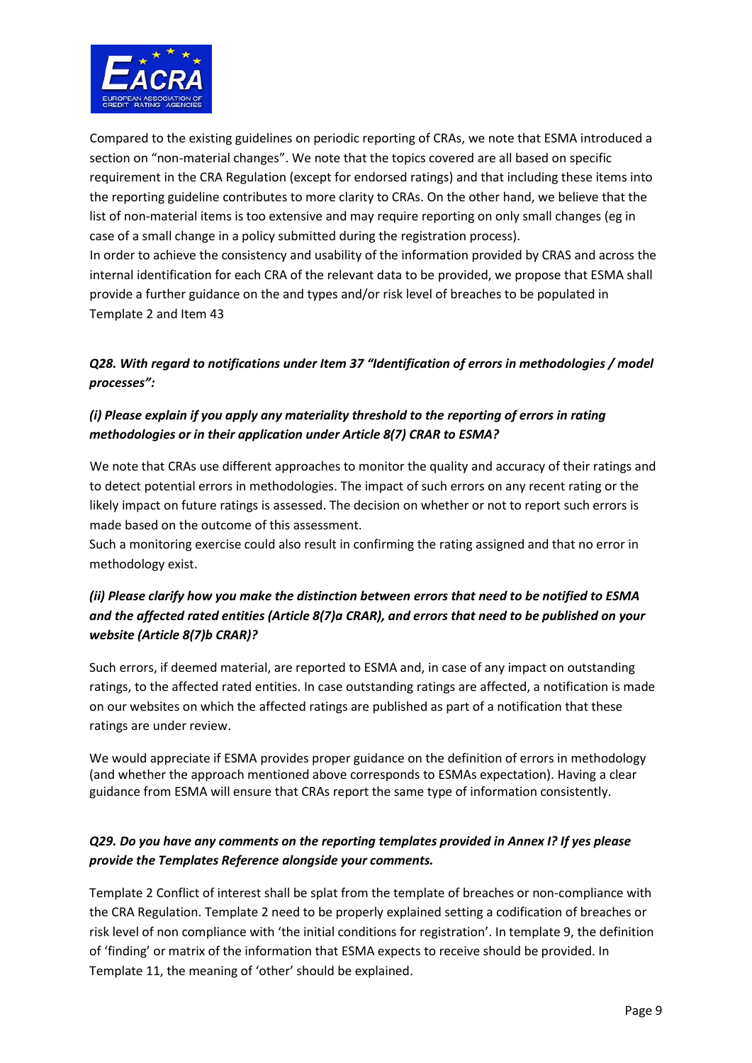Compared to the existing guidelines on periodic reporting of CRAs, we note that ESMA introduced a section on "non-material changes". We note that the topics covered are all based on specific requirement in the CRA Regulation (except for endorsed ratings) and that including these items into the reporting guideline contributes to more clarity to CRAs. On the other hand, we believe that the list of non-material items is too extensive and may require reporting on only small changes (eg in case of a small change in a policy submitted during the registration process).

In order to achieve the consistency and usability of the information provided by CRAS and across the internal identification for each CRA of the relevant data to be provided, we propose that ESMA shall provide a further guidance on the and types and/or risk level of breaches to be populated in Template 2 and Item 43

***Q28. With regard to notifications under Item 37 "Identification of errors in methodologies / model processes":***

***(i) Please explain if you apply any materiality threshold to the reporting of errors in rating methodologies or in their application under Article 8(7) CRAR to ESMA?***

We note that CRAs use different approaches to monitor the quality and accuracy of their ratings and to detect potential errors in methodologies. The impact of such errors on any recent rating or the likely impact on future ratings is assessed. The decision on whether or not to report such errors is made based on the outcome of this assessment.

Such a monitoring exercise could also result in confirming the rating assigned and that no error in methodology exist.

***(ii) Please clarify how you make the distinction between errors that need to be notified to ESMA and the affected rated entities (Article 8(7)a CRAR), and errors that need to be published on your website (Article 8(7)b CRAR)?***

Such errors, if deemed material, are reported to ESMA and, in case of any impact on outstanding ratings, to the affected rated entities. In case outstanding ratings are affected, a notification is made on our websites on which the affected ratings are published as part of a notification that these ratings are under review.

We would appreciate if ESMA provides proper guidance on the definition of errors in methodology (and whether the approach mentioned above corresponds to ESMAs expectation). Having a clear guidance from ESMA will ensure that CRAs report the same type of information consistently.

***Q29. Do you have any comments on the reporting templates provided in Annex I? If yes please provide the Templates Reference alongside your comments.***

Template 2 Conflict of interest shall be splat from the template of breaches or non-compliance with the CRA Regulation. Template 2 need to be properly explained setting a codification of breaches or risk level of non compliance with 'the initial conditions for registration'. In template 9, the definition of 'finding' or matrix of the information that ESMA expects to receive should be provided. In Template 11, the meaning of 'other' should be explained.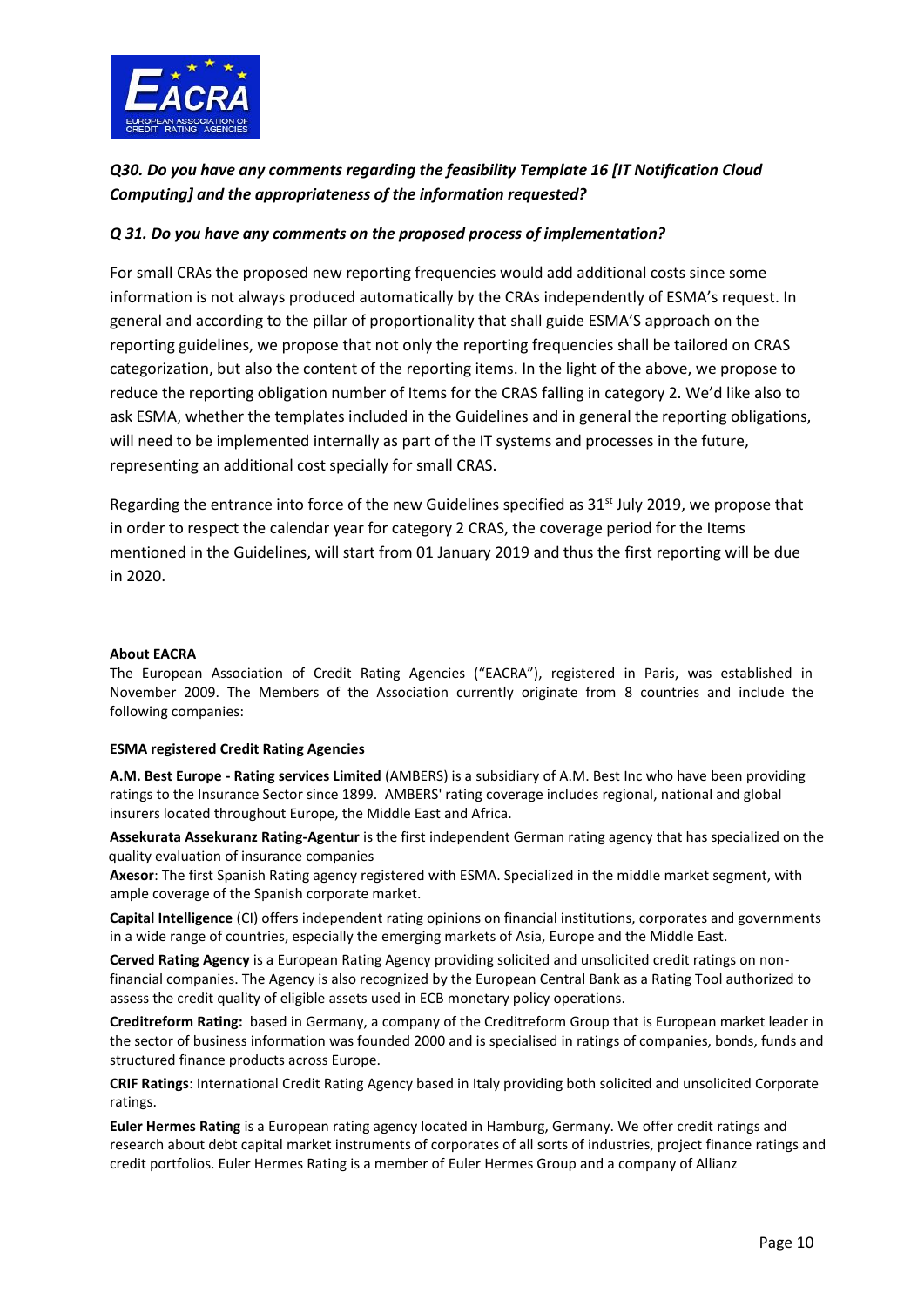***Q30. Do you have any comments regarding the feasibility Template 16 [IT Notification Cloud Computing] and the appropriateness of the information requested?***

***Q 31. Do you have any comments on the proposed process of implementation?***

For small CRAs the proposed new reporting frequencies would add additional costs since some information is not always produced automatically by the CRAs independently of ESMA's request. In general and according to the pillar of proportionality that shall guide ESMA'S approach on the reporting guidelines, we propose that not only the reporting frequencies shall be tailored on CRAS categorization, but also the content of the reporting items. In the light of the above, we propose to reduce the reporting obligation number of Items for the CRAS falling in category 2. We'd like also to ask ESMA, whether the templates included in the Guidelines and in general the reporting obligations, will need to be implemented internally as part of the IT systems and processes in the future, representing an additional cost specially for small CRAS.

Regarding the entrance into force of the new Guidelines specified as 31st July 2019, we propose that in order to respect the calendar year for category 2 CRAS, the coverage period for the Items mentioned in the Guidelines, will start from 01 January 2019 and thus the first reporting will be due in 2020.

**About EACRA**

The European Association of Credit Rating Agencies ("EACRA"), registered in Paris, was established in November 2009. The Members of the Association currently originate from 8 countries and include the following companies:

**ESMA registered Credit Rating Agencies**

**A.M. Best Europe - Rating services Limited** (AMBERS) is a subsidiary of A.M. Best Inc who have been providing ratings to the Insurance Sector since 1899. AMBERS' rating coverage includes regional, national and global insurers located throughout Europe, the Middle East and Africa.

**Assekurata Assekuranz Rating-Agentur** is the first independent German rating agency that has specialized on the quality evaluation of insurance companies

**Axesor**: The first Spanish Rating agency registered with ESMA. Specialized in the middle market segment, with ample coverage of the Spanish corporate market.

**Capital Intelligence** (CI) offers independent rating opinions on financial institutions, corporates and governments in a wide range of countries, especially the emerging markets of Asia, Europe and the Middle East.

**Cerved Rating Agency** is a European Rating Agency providing solicited and unsolicited credit ratings on non-financial companies. The Agency is also recognized by the European Central Bank as a Rating Tool authorized to assess the credit quality of eligible assets used in ECB monetary policy operations.

**Creditreform Rating:** based in Germany, a company of the Creditreform Group that is European market leader in the sector of business information was founded 2000 and is specialised in ratings of companies, bonds, funds and structured finance products across Europe.

**CRIF Ratings**: International Credit Rating Agency based in Italy providing both solicited and unsolicited Corporate ratings.

**Euler Hermes Rating** is a European rating agency located in Hamburg, Germany. We offer credit ratings and research about debt capital market instruments of corporates of all sorts of industries, project finance ratings and credit portfolios. Euler Hermes Rating is a member of Euler Hermes Group and a company of Allianz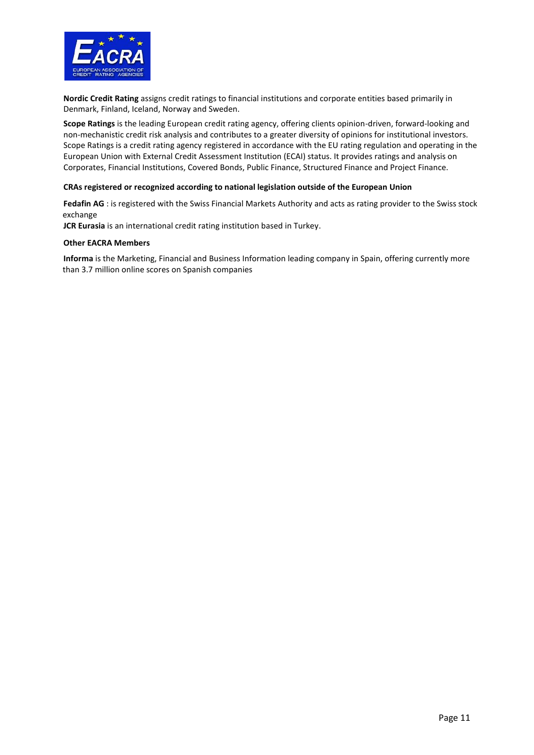**Nordic Credit Rating** assigns credit ratings to financial institutions and corporate entities based primarily in Denmark, Finland, Iceland, Norway and Sweden.

**Scope Ratings** is the leading European credit rating agency, offering clients opinion-driven, forward-looking and non-mechanistic credit risk analysis and contributes to a greater diversity of opinions for institutional investors. Scope Ratings is a credit rating agency registered in accordance with the EU rating regulation and operating in the European Union with External Credit Assessment Institution (ECAI) status. It provides ratings and analysis on Corporates, Financial Institutions, Covered Bonds, Public Finance, Structured Finance and Project Finance.

**CRAs registered or recognized according to national legislation outside of the European Union**

**Fedafin AG** : is registered with the Swiss Financial Markets Authority and acts as rating provider to the Swiss stock exchange

**JCR Eurasia** is an international credit rating institution based in Turkey.

**Other EACRA Members**

**Informa** is the Marketing, Financial and Business Information leading company in Spain, offering currently more than 3.7 million online scores on Spanish companies